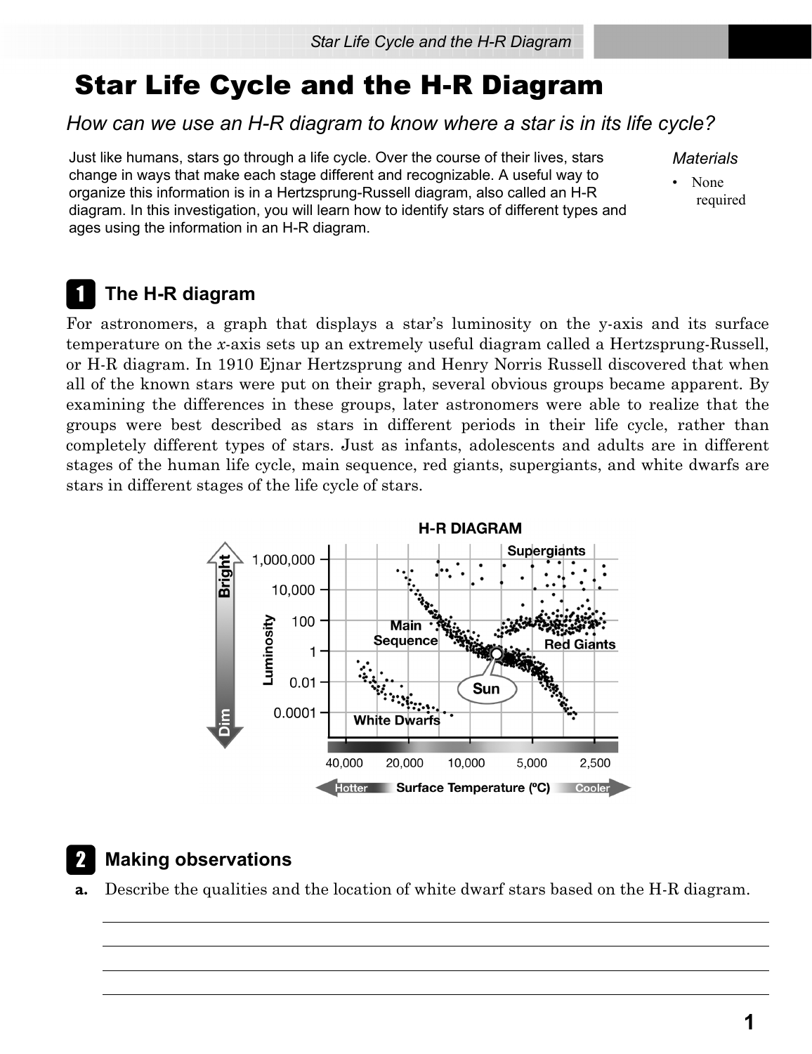# Star Life Cycle and the H-R Diagram

*How can we use an H-R diagram to know where a star is in its life cycle?*

Just like humans, stars go through a life cycle. Over the course of their lives, stars change in ways that make each stage different and recognizable. A useful way to organize this information is in a Hertzsprung-Russell diagram, also called an H-R diagram. In this investigation, you will learn how to identify stars of different types and ages using the information in an H-R diagram.

*Materials*

- None required

## 1 The H-R diagram

For astronomers, a graph that displays a star's luminosity on the y-axis and its surface temperature on the *x*-axis sets up an extremely useful diagram called a Hertzsprung-Russell, or H-R diagram. In 1910 Ejnar Hertzsprung and Henry Norris Russell discovered that when all of the known stars were put on their graph, several obvious groups became apparent. By examining the differences in these groups, later astronomers were able to realize that the groups were best described as stars in different periods in their life cycle, rather than completely different types of stars. Just as infants, adolescents and adults are in different stages of the human life cycle, main sequence, red giants, supergiants, and white dwarfs are stars in different stages of the life cycle of stars.

**H-R DIAGRAM**

(Luminosity axis, Bright to Dim: 1,000,000; 10,000; 100; 1; 0.01; 0.0001. Surface Temperature (ºC) axis, Hotter to Cooler: 40,000; 20,000; 10,000; 5,000; 2,500. Labeled regions: Supergiants, Main Sequence, Red Giants, Sun, White Dwarfs.)

## 2 Making observations

**a.** Describe the qualities and the location of white dwarf stars based on the H-R diagram.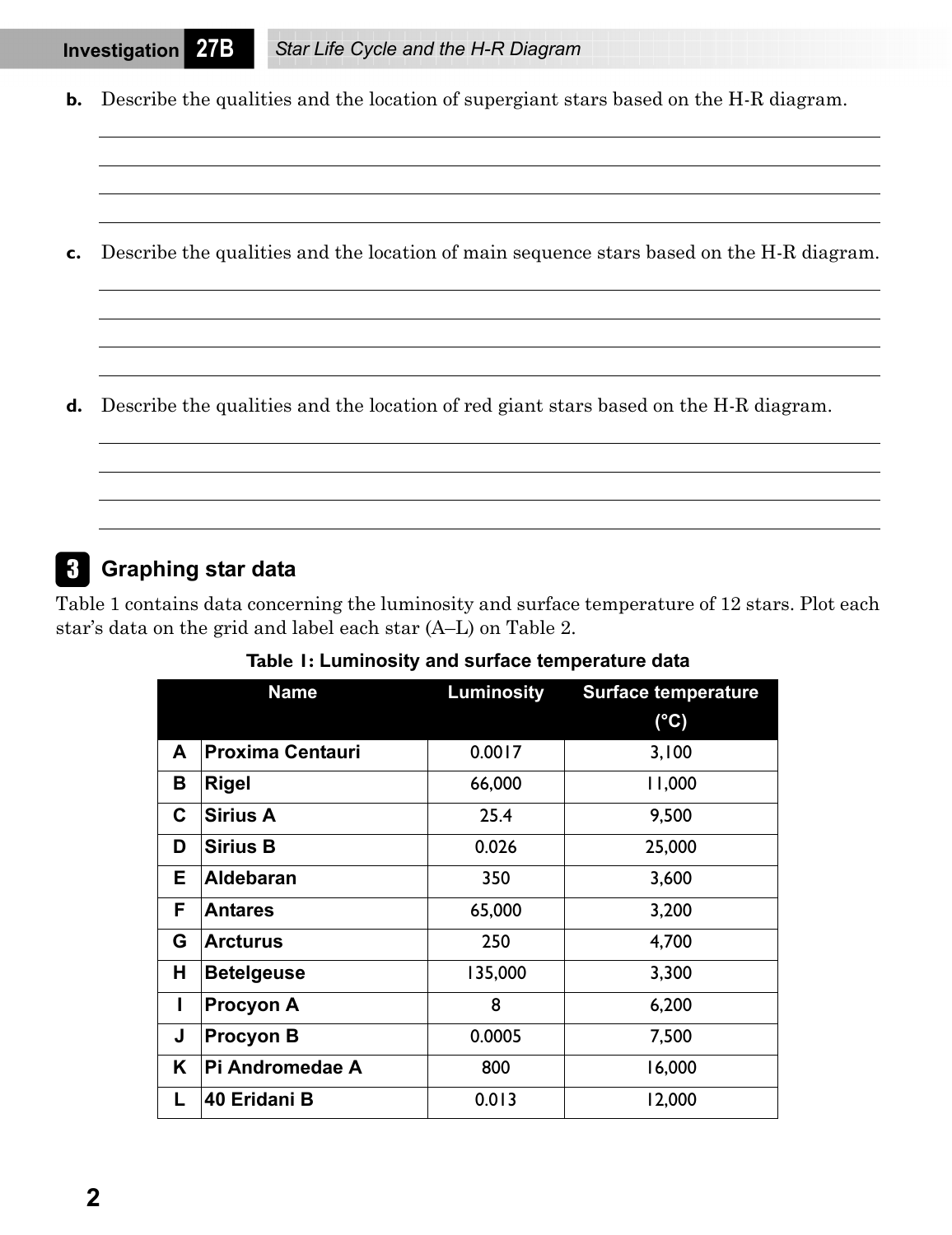**b.** Describe the qualities and the location of supergiant stars based on the H-R diagram.

**c.** Describe the qualities and the location of main sequence stars based on the H-R diagram.

**d.** Describe the qualities and the location of red giant stars based on the H-R diagram.

## 3 Graphing star data

Table 1 contains data concerning the luminosity and surface temperature of 12 stars. Plot each star's data on the grid and label each star (A–L) on Table 2.

**Table 1: Luminosity and surface temperature data**

| | Name | Luminosity | Surface temperature (°C) |
|---|---|---|---|
| A | Proxima Centauri | 0.0017 | 3,100 |
| B | Rigel | 66,000 | 11,000 |
| C | Sirius A | 25.4 | 9,500 |
| D | Sirius B | 0.026 | 25,000 |
| E | Aldebaran | 350 | 3,600 |
| F | Antares | 65,000 | 3,200 |
| G | Arcturus | 250 | 4,700 |
| H | Betelgeuse | 135,000 | 3,300 |
| I | Procyon A | 8 | 6,200 |
| J | Procyon B | 0.0005 | 7,500 |
| K | Pi Andromedae A | 800 | 16,000 |
| L | 40 Eridani B | 0.013 | 12,000 |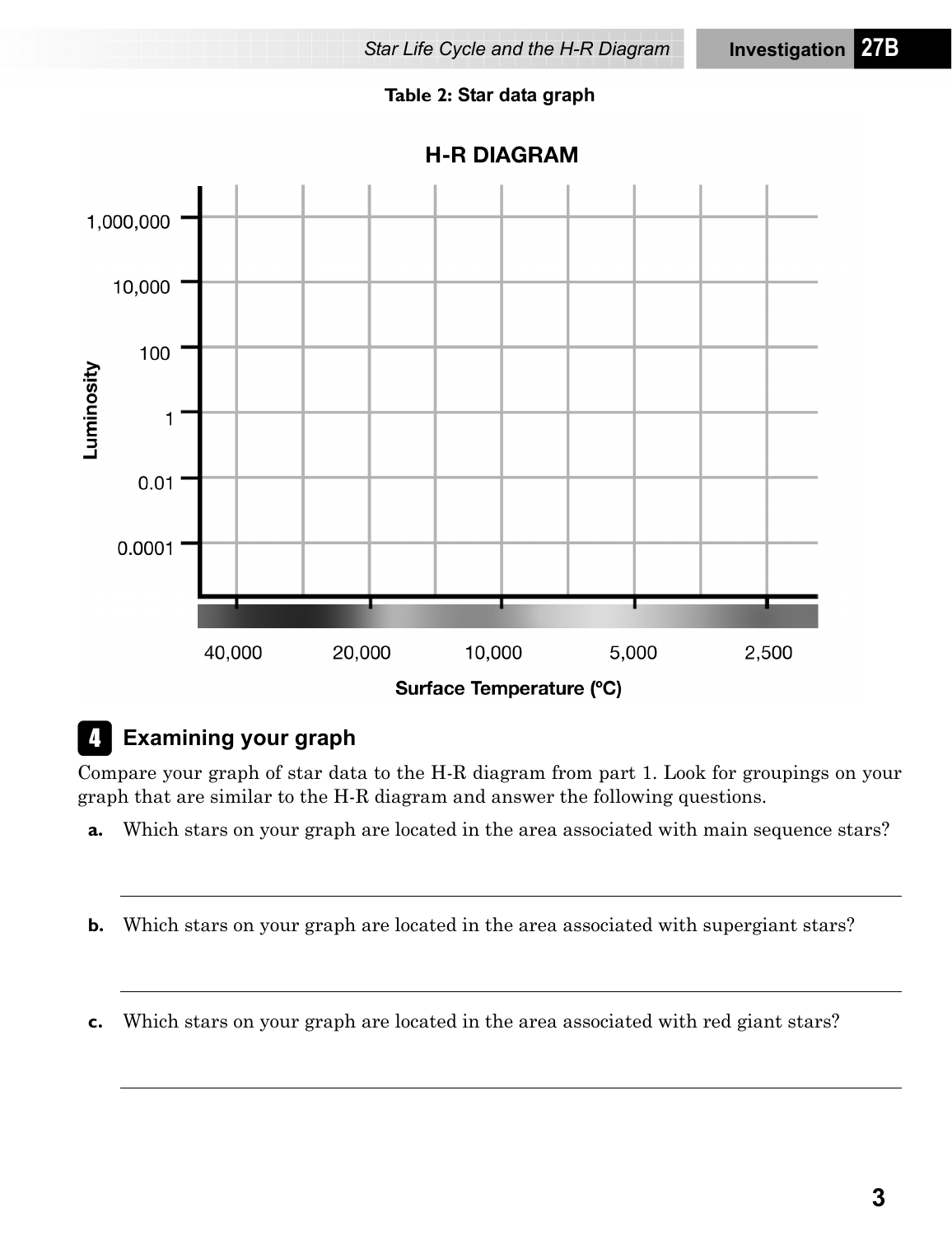**Table 2: Star data graph**

**H-R DIAGRAM**

Luminosity: 1,000,000; 10,000; 100; 1; 0.01; 0.0001

Surface Temperature (°C): 40,000; 20,000; 10,000; 5,000; 2,500

## 4 Examining your graph

Compare your graph of star data to the H-R diagram from part 1. Look for groupings on your graph that are similar to the H-R diagram and answer the following questions.

**a.** Which stars on your graph are located in the area associated with main sequence stars?

______________________________________________

**b.** Which stars on your graph are located in the area associated with supergiant stars?

______________________________________________

**c.** Which stars on your graph are located in the area associated with red giant stars?

______________________________________________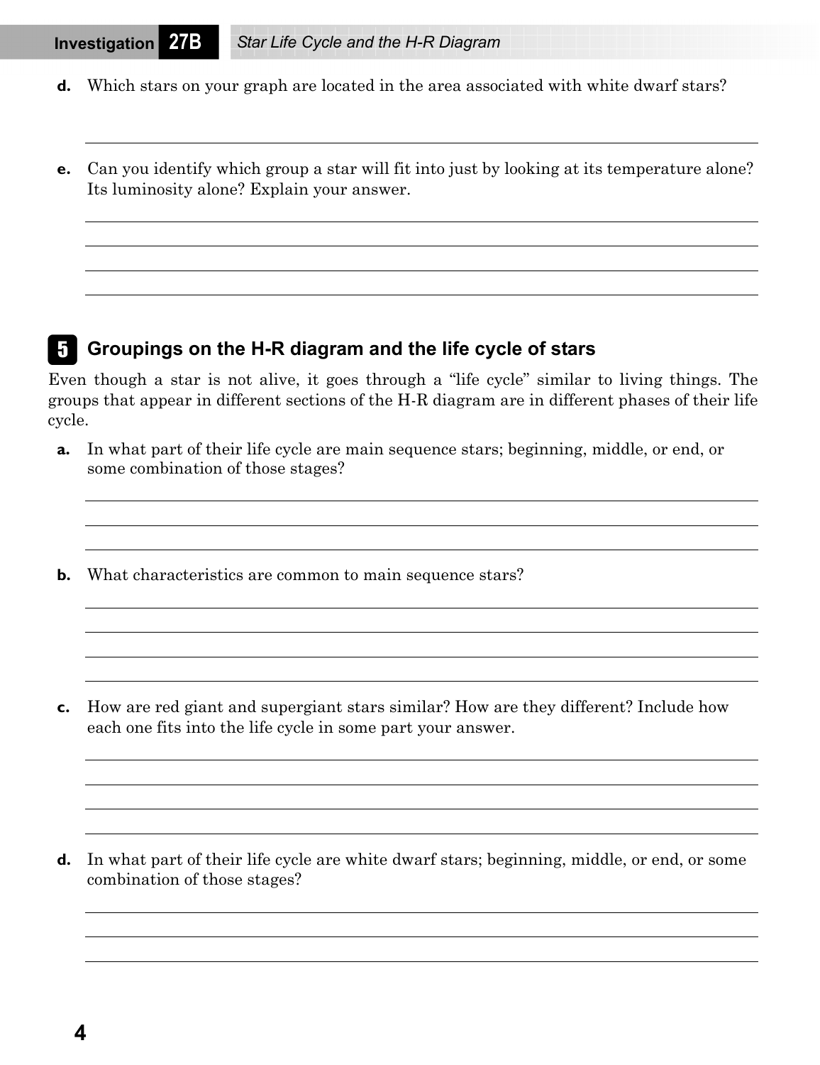**d.** Which stars on your graph are located in the area associated with white dwarf stars?

**e.** Can you identify which group a star will fit into just by looking at its temperature alone? Its luminosity alone? Explain your answer.

## 5 Groupings on the H-R diagram and the life cycle of stars

Even though a star is not alive, it goes through a "life cycle" similar to living things. The groups that appear in different sections of the H-R diagram are in different phases of their life cycle.

**a.** In what part of their life cycle are main sequence stars; beginning, middle, or end, or some combination of those stages?

**b.** What characteristics are common to main sequence stars?

**c.** How are red giant and supergiant stars similar? How are they different? Include how each one fits into the life cycle in some part your answer.

**d.** In what part of their life cycle are white dwarf stars; beginning, middle, or end, or some combination of those stages?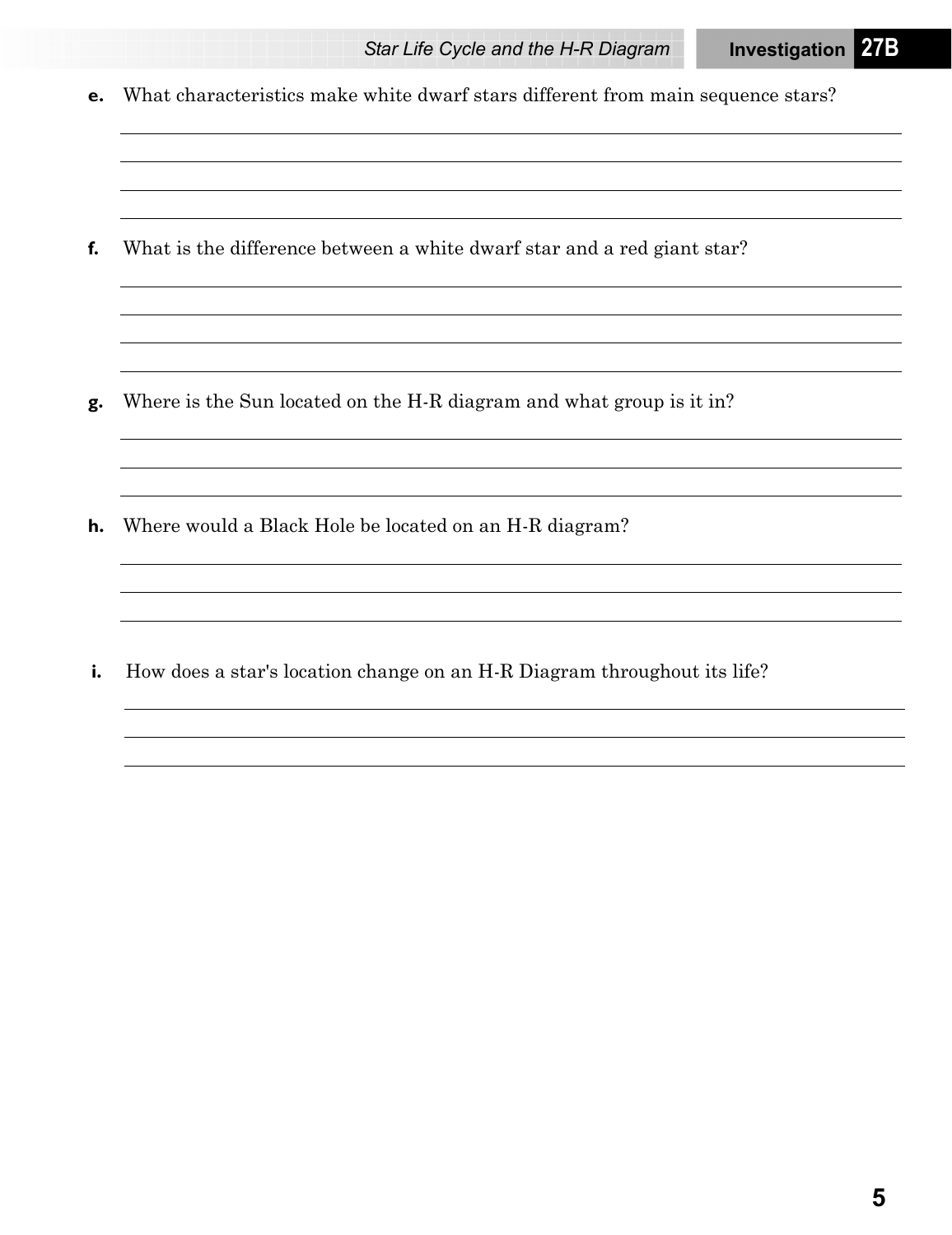**e.** What characteristics make white dwarf stars different from main sequence stars?

**f.** What is the difference between a white dwarf star and a red giant star?

**g.** Where is the Sun located on the H-R diagram and what group is it in?

**h.** Where would a Black Hole be located on an H-R diagram?

**i.** How does a star's location change on an H-R Diagram throughout its life?